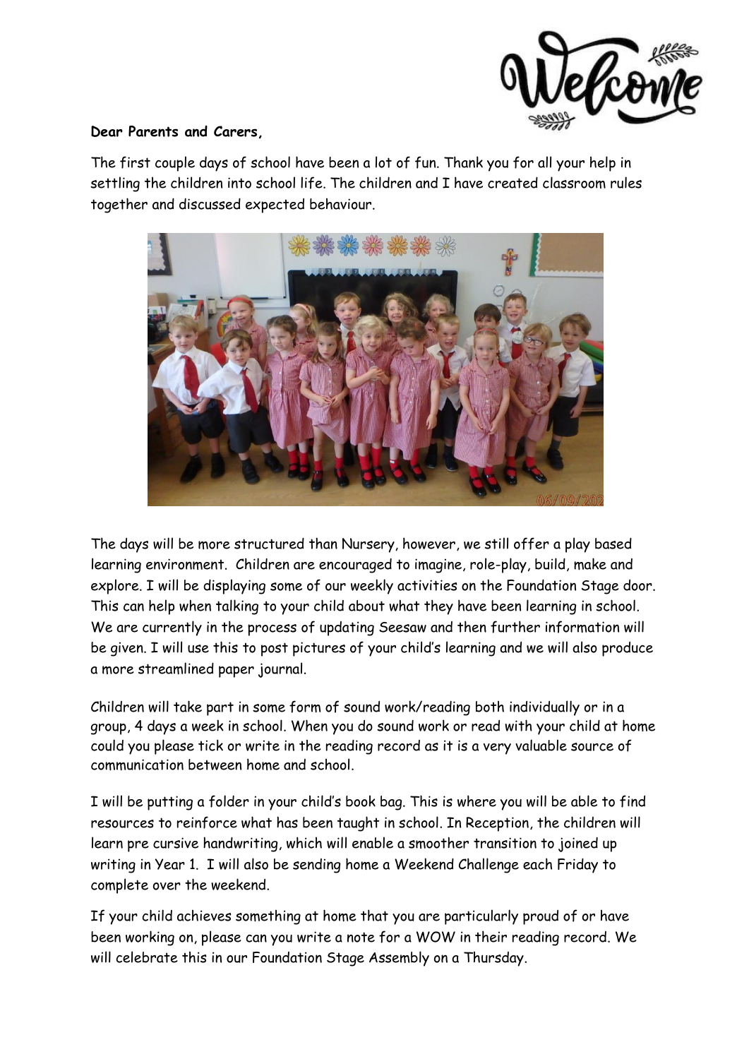**Dear Parents and Carers,**

The first couple days of school have been a lot of fun. Thank you for all your help in settling the children into school life. The children and I have created classroom rules together and discussed expected behaviour.

The days will be more structured than Nursery, however, we still offer a play based learning environment. Children are encouraged to imagine, role-play, build, make and explore. I will be displaying some of our weekly activities on the Foundation Stage door. This can help when talking to your child about what they have been learning in school. We are currently in the process of updating Seesaw and then further information will be given. I will use this to post pictures of your child's learning and we will also produce a more streamlined paper journal.

Children will take part in some form of sound work/reading both individually or in a group, 4 days a week in school. When you do sound work or read with your child at home could you please tick or write in the reading record as it is a very valuable source of communication between home and school.

I will be putting a folder in your child's book bag. This is where you will be able to find resources to reinforce what has been taught in school. In Reception, the children will learn pre cursive handwriting, which will enable a smoother transition to joined up writing in Year 1. I will also be sending home a Weekend Challenge each Friday to complete over the weekend.

If your child achieves something at home that you are particularly proud of or have been working on, please can you write a note for a WOW in their reading record. We will celebrate this in our Foundation Stage Assembly on a Thursday.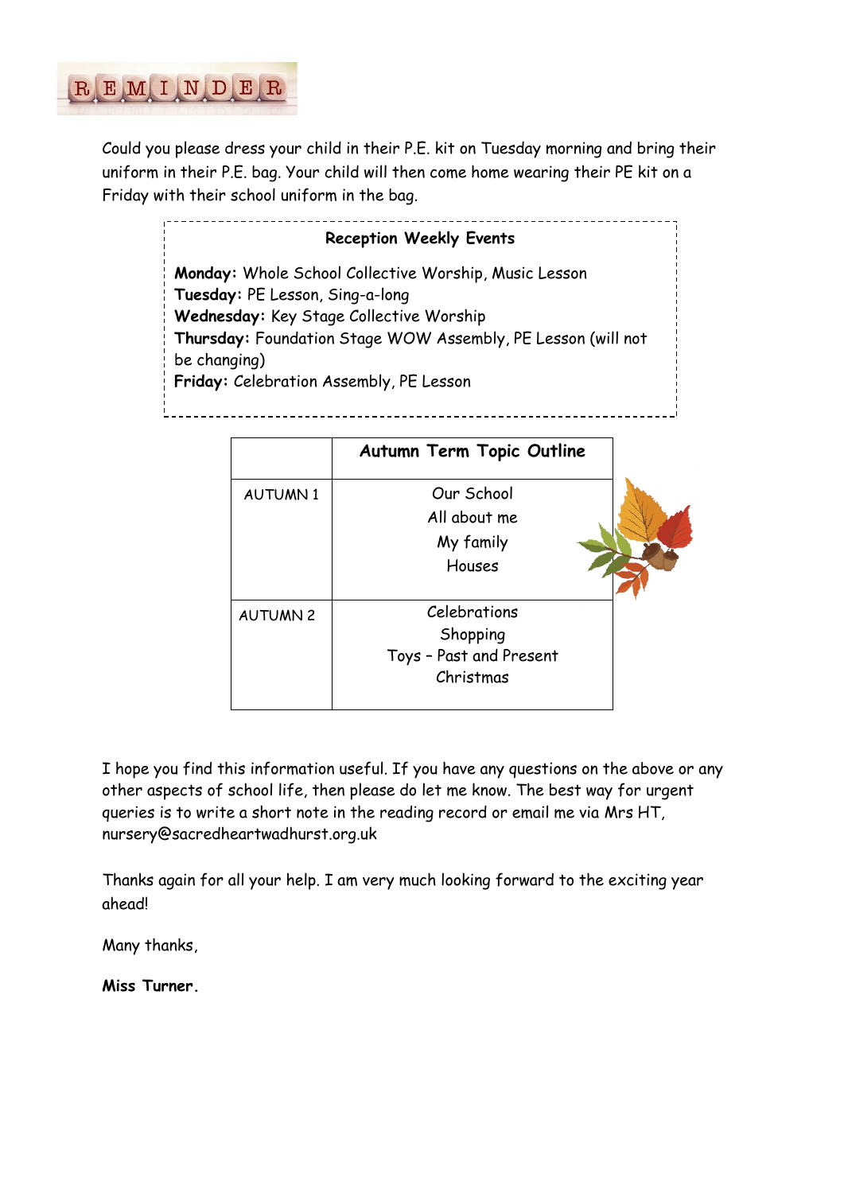# REMINDER

Could you please dress your child in their P.E. kit on Tuesday morning and bring their uniform in their P.E. bag. Your child will then come home wearing their PE kit on a Friday with their school uniform in the bag.

**Reception Weekly Events**

**Monday:** Whole School Collective Worship, Music Lesson
**Tuesday:** PE Lesson, Sing-a-long
**Wednesday:** Key Stage Collective Worship
**Thursday:** Foundation Stage WOW Assembly, PE Lesson (will not be changing)
**Friday:** Celebration Assembly, PE Lesson

| | **Autumn Term Topic Outline** |
|---|---|
| AUTUMN 1 | Our School<br>All about me<br>My family<br>Houses |
| AUTUMN 2 | Celebrations<br>Shopping<br>Toys – Past and Present<br>Christmas |

I hope you find this information useful. If you have any questions on the above or any other aspects of school life, then please do let me know. The best way for urgent queries is to write a short note in the reading record or email me via Mrs HT, nursery@sacredheartwadhurst.org.uk

Thanks again for all your help. I am very much looking forward to the exciting year ahead!

Many thanks,

**Miss Turner.**